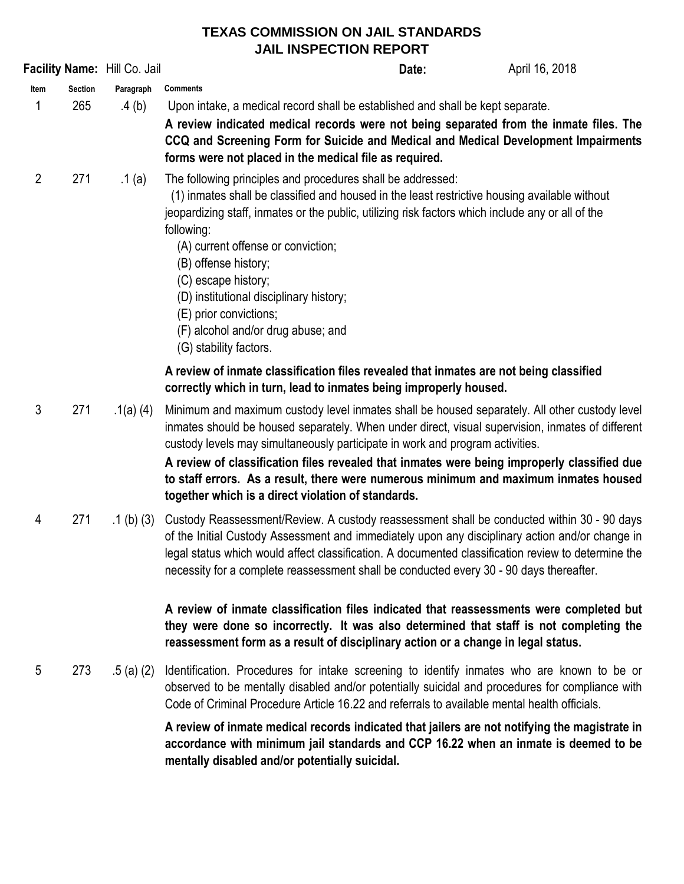# TEXAS COMMISSION ON JAIL STANDARDS
## JAIL INSPECTION REPORT

**Facility Name:** Hill Co. Jail **Date:** April 16, 2018

| Item | Section | Paragraph | Comments |
|---|---|---|---|
| 1 | 265 | .4 (b) | Upon intake, a medical record shall be established and shall be kept separate.<br>**A review indicated medical records were not being separated from the inmate files. The CCQ and Screening Form for Suicide and Medical and Medical Development Impairments forms were not placed in the medical file as required.** |
| 2 | 271 | .1 (a) | The following principles and procedures shall be addressed:<br>(1) inmates shall be classified and housed in the least restrictive housing available without jeopardizing staff, inmates or the public, utilizing risk factors which include any or all of the following:<br>(A) current offense or conviction;<br>(B) offense history;<br>(C) escape history;<br>(D) institutional disciplinary history;<br>(E) prior convictions;<br>(F) alcohol and/or drug abuse; and<br>(G) stability factors.<br>**A review of inmate classification files revealed that inmates are not being classified correctly which in turn, lead to inmates being improperly housed.** |
| 3 | 271 | .1(a) (4) | Minimum and maximum custody level inmates shall be housed separately. All other custody level inmates should be housed separately. When under direct, visual supervision, inmates of different custody levels may simultaneously participate in work and program activities.<br>**A review of classification files revealed that inmates were being improperly classified due to staff errors. As a result, there were numerous minimum and maximum inmates housed together which is a direct violation of standards.** |
| 4 | 271 | .1 (b) (3) | Custody Reassessment/Review. A custody reassessment shall be conducted within 30 - 90 days of the Initial Custody Assessment and immediately upon any disciplinary action and/or change in legal status which would affect classification. A documented classification review to determine the necessity for a complete reassessment shall be conducted every 30 - 90 days thereafter.<br>**A review of inmate classification files indicated that reassessments were completed but they were done so incorrectly. It was also determined that staff is not completing the reassessment form as a result of disciplinary action or a change in legal status.** |
| 5 | 273 | .5 (a) (2) | Identification. Procedures for intake screening to identify inmates who are known to be or observed to be mentally disabled and/or potentially suicidal and procedures for compliance with Code of Criminal Procedure Article 16.22 and referrals to available mental health officials.<br>**A review of inmate medical records indicated that jailers are not notifying the magistrate in accordance with minimum jail standards and CCP 16.22 when an inmate is deemed to be mentally disabled and/or potentially suicidal.** |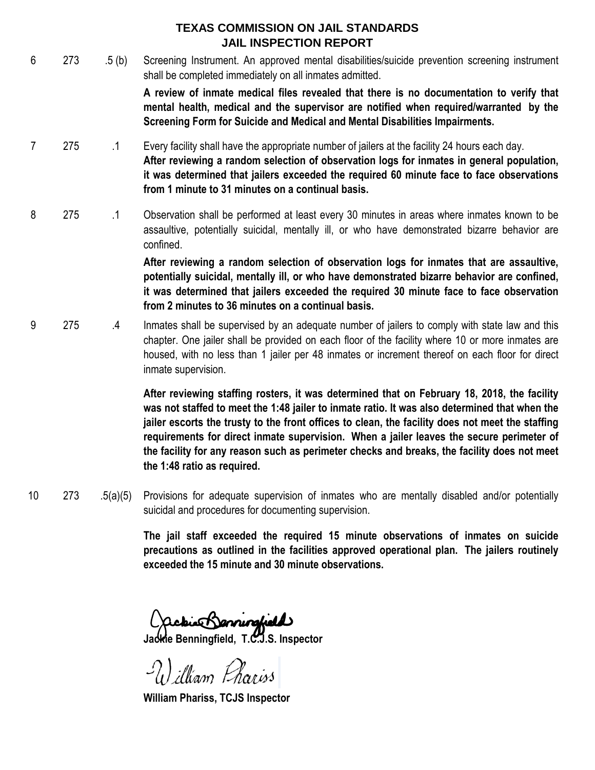# TEXAS COMMISSION ON JAIL STANDARDS
## JAIL INSPECTION REPORT

| | | | |
|---|---|---|---|
| 6 | 273 | .5 (b) | Screening Instrument. An approved mental disabilities/suicide prevention screening instrument shall be completed immediately on all inmates admitted.<br><br>**A review of inmate medical files revealed that there is no documentation to verify that mental health, medical and the supervisor are notified when required/warranted by the Screening Form for Suicide and Medical and Mental Disabilities Impairments.** |
| 7 | 275 | .1 | Every facility shall have the appropriate number of jailers at the facility 24 hours each day.<br>**After reviewing a random selection of observation logs for inmates in general population, it was determined that jailers exceeded the required 60 minute face to face observations from 1 minute to 31 minutes on a continual basis.** |
| 8 | 275 | .1 | Observation shall be performed at least every 30 minutes in areas where inmates known to be assaultive, potentially suicidal, mentally ill, or who have demonstrated bizarre behavior are confined.<br><br>**After reviewing a random selection of observation logs for inmates that are assaultive, potentially suicidal, mentally ill, or who have demonstrated bizarre behavior are confined, it was determined that jailers exceeded the required 30 minute face to face observation from 2 minutes to 36 minutes on a continual basis.** |
| 9 | 275 | .4 | Inmates shall be supervised by an adequate number of jailers to comply with state law and this chapter. One jailer shall be provided on each floor of the facility where 10 or more inmates are housed, with no less than 1 jailer per 48 inmates or increment thereof on each floor for direct inmate supervision.<br><br>**After reviewing staffing rosters, it was determined that on February 18, 2018, the facility was not staffed to meet the 1:48 jailer to inmate ratio. It was also determined that when the jailer escorts the trusty to the front offices to clean, the facility does not meet the staffing requirements for direct inmate supervision. When a jailer leaves the secure perimeter of the facility for any reason such as perimeter checks and breaks, the facility does not meet the 1:48 ratio as required.** |
| 10 | 273 | .5(a)(5) | Provisions for adequate supervision of inmates who are mentally disabled and/or potentially suicidal and procedures for documenting supervision.<br><br>**The jail staff exceeded the required 15 minute observations of inmates on suicide precautions as outlined in the facilities approved operational plan. The jailers routinely exceeded the 15 minute and 30 minute observations.** |

Jackie Benningfield

**Jackie Benningfield, T.C.J.S. Inspector**

William Phariss

**William Phariss, TCJS Inspector**